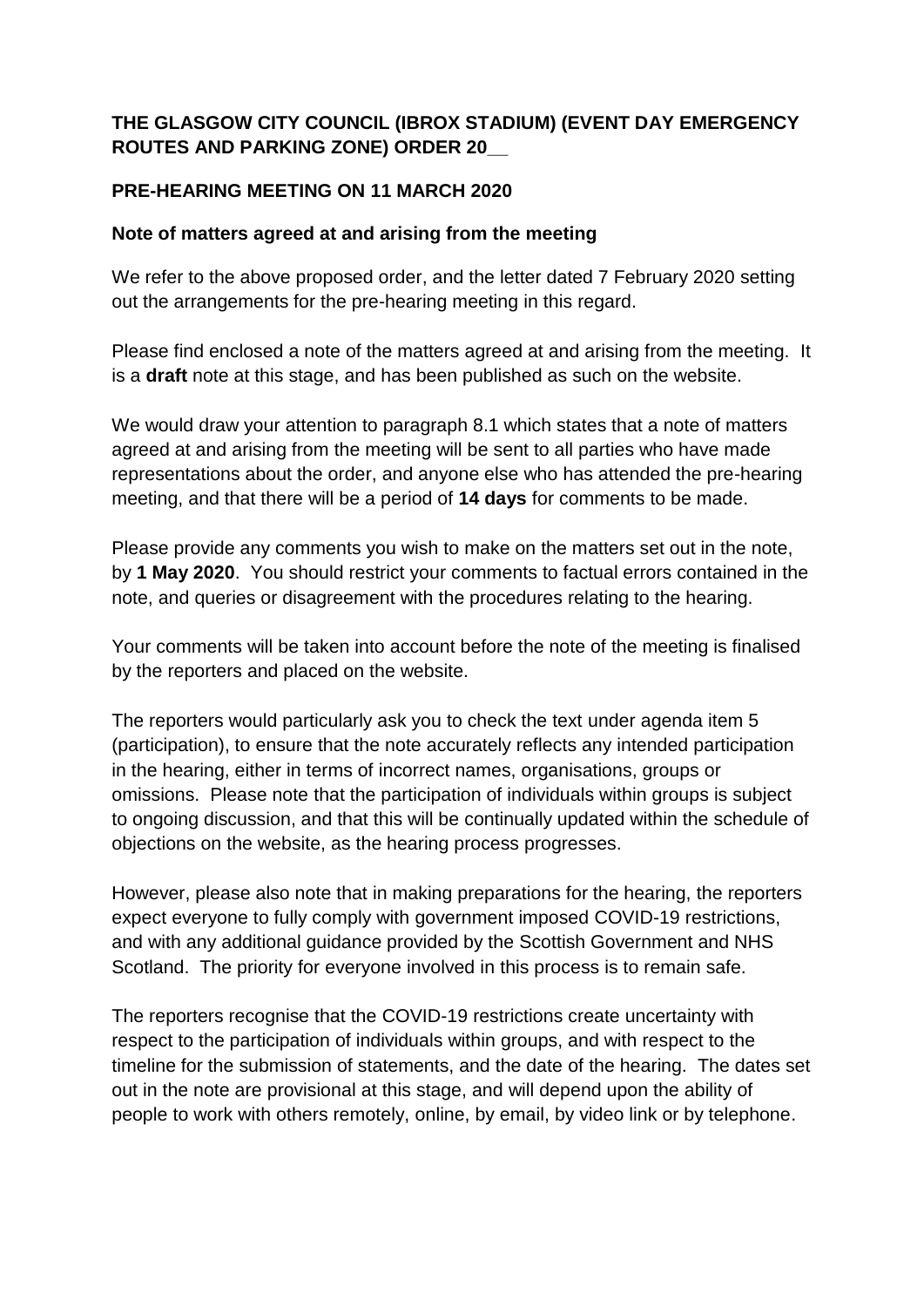**THE GLASGOW CITY COUNCIL (IBROX STADIUM) (EVENT DAY EMERGENCY ROUTES AND PARKING ZONE) ORDER 20__**

**PRE-HEARING MEETING ON 11 MARCH 2020**

**Note of matters agreed at and arising from the meeting**

We refer to the above proposed order, and the letter dated 7 February 2020 setting out the arrangements for the pre-hearing meeting in this regard.

Please find enclosed a note of the matters agreed at and arising from the meeting. It is a **draft** note at this stage, and has been published as such on the website.

We would draw your attention to paragraph 8.1 which states that a note of matters agreed at and arising from the meeting will be sent to all parties who have made representations about the order, and anyone else who has attended the pre-hearing meeting, and that there will be a period of **14 days** for comments to be made.

Please provide any comments you wish to make on the matters set out in the note, by **1 May 2020**. You should restrict your comments to factual errors contained in the note, and queries or disagreement with the procedures relating to the hearing.

Your comments will be taken into account before the note of the meeting is finalised by the reporters and placed on the website.

The reporters would particularly ask you to check the text under agenda item 5 (participation), to ensure that the note accurately reflects any intended participation in the hearing, either in terms of incorrect names, organisations, groups or omissions. Please note that the participation of individuals within groups is subject to ongoing discussion, and that this will be continually updated within the schedule of objections on the website, as the hearing process progresses.

However, please also note that in making preparations for the hearing, the reporters expect everyone to fully comply with government imposed COVID-19 restrictions, and with any additional guidance provided by the Scottish Government and NHS Scotland. The priority for everyone involved in this process is to remain safe.

The reporters recognise that the COVID-19 restrictions create uncertainty with respect to the participation of individuals within groups, and with respect to the timeline for the submission of statements, and the date of the hearing. The dates set out in the note are provisional at this stage, and will depend upon the ability of people to work with others remotely, online, by email, by video link or by telephone.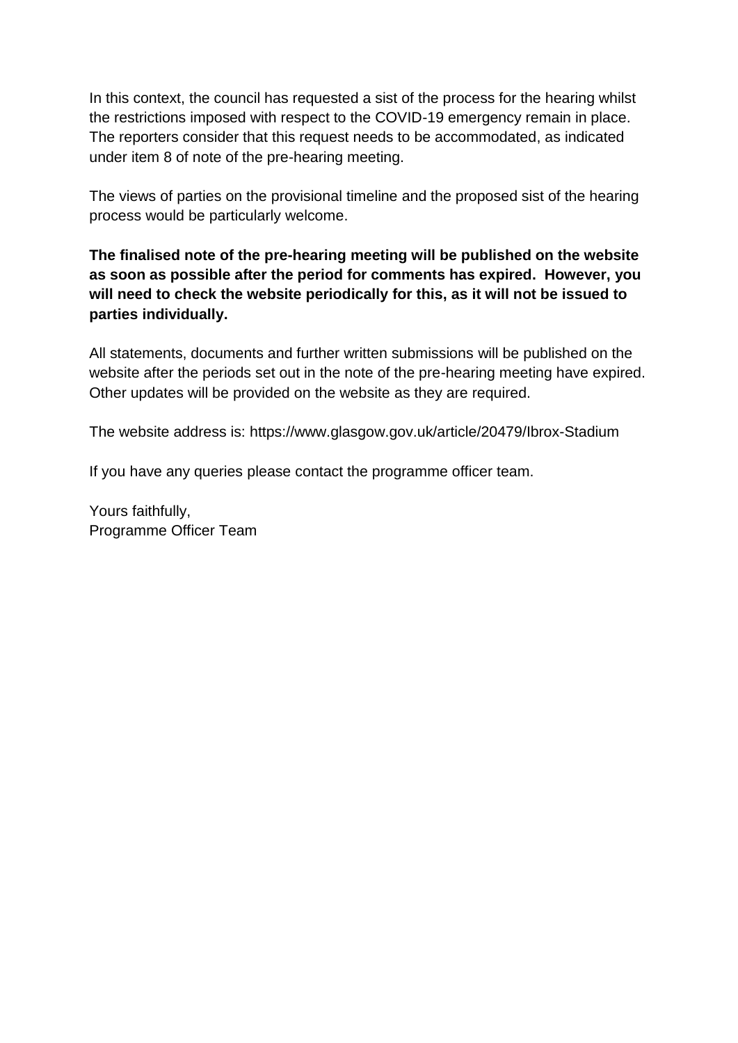In this context, the council has requested a sist of the process for the hearing whilst the restrictions imposed with respect to the COVID-19 emergency remain in place. The reporters consider that this request needs to be accommodated, as indicated under item 8 of note of the pre-hearing meeting.

The views of parties on the provisional timeline and the proposed sist of the hearing process would be particularly welcome.

**The finalised note of the pre-hearing meeting will be published on the website as soon as possible after the period for comments has expired. However, you will need to check the website periodically for this, as it will not be issued to parties individually.**

All statements, documents and further written submissions will be published on the website after the periods set out in the note of the pre-hearing meeting have expired. Other updates will be provided on the website as they are required.

The website address is: https://www.glasgow.gov.uk/article/20479/Ibrox-Stadium

If you have any queries please contact the programme officer team.

Yours faithfully,
Programme Officer Team